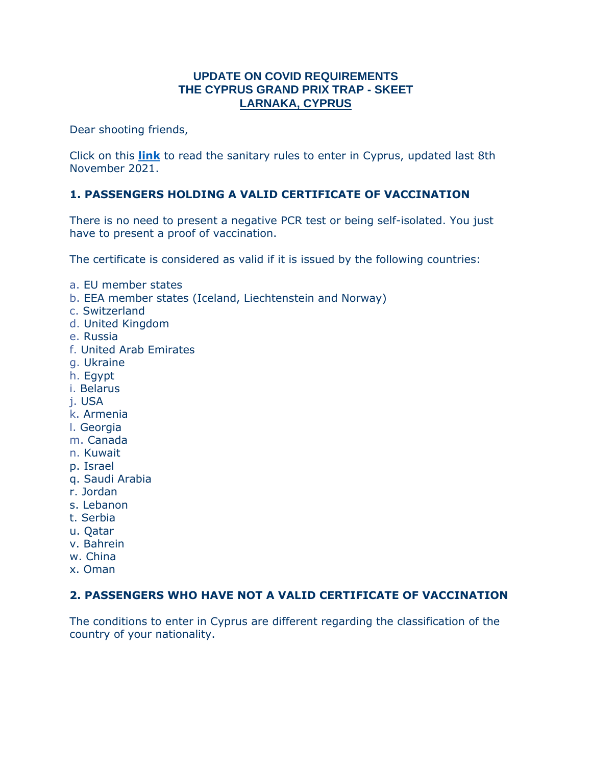# UPDATE ON COVID REQUIREMENTS
# THE CYPRUS GRAND PRIX TRAP - SKEET
# LARNAKA, CYPRUS

Dear shooting friends,

Click on this **link** to read the sanitary rules to enter in Cyprus, updated last 8th November 2021.

## 1. PASSENGERS HOLDING A VALID CERTIFICATE OF VACCINATION

There is no need to present a negative PCR test or being self-isolated. You just have to present a proof of vaccination.

The certificate is considered as valid if it is issued by the following countries:

a. EU member states
b. EEA member states (Iceland, Liechtenstein and Norway)
c. Switzerland
d. United Kingdom
e. Russia
f. United Arab Emirates
g. Ukraine
h. Egypt
i. Belarus
j. USA
k. Armenia
l. Georgia
m. Canada
n. Kuwait
p. Israel
q. Saudi Arabia
r. Jordan
s. Lebanon
t. Serbia
u. Qatar
v. Bahrein
w. China
x. Oman

## 2. PASSENGERS WHO HAVE NOT A VALID CERTIFICATE OF VACCINATION

The conditions to enter in Cyprus are different regarding the classification of the country of your nationality.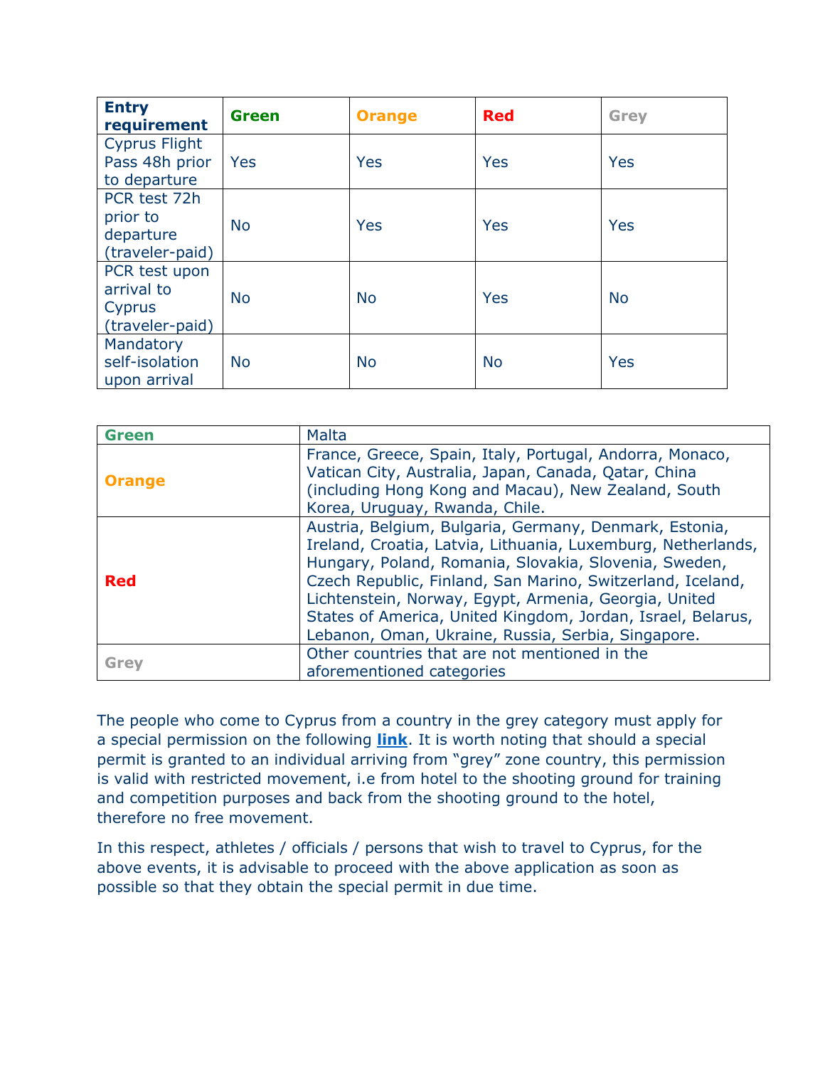| Entry requirement | Green | Orange | Red | Grey |
| --- | --- | --- | --- | --- |
| Cyprus Flight Pass 48h prior to departure | Yes | Yes | Yes | Yes |
| PCR test 72h prior to departure (traveler-paid) | No | Yes | Yes | Yes |
| PCR test upon arrival to Cyprus (traveler-paid) | No | No | Yes | No |
| Mandatory self-isolation upon arrival | No | No | No | Yes |

| Green | Malta |
| --- | --- |
| Orange | France, Greece, Spain, Italy, Portugal, Andorra, Monaco, Vatican City, Australia, Japan, Canada, Qatar, China (including Hong Kong and Macau), New Zealand, South Korea, Uruguay, Rwanda, Chile. |
| Red | Austria, Belgium, Bulgaria, Germany, Denmark, Estonia, Ireland, Croatia, Latvia, Lithuania, Luxemburg, Netherlands, Hungary, Poland, Romania, Slovakia, Slovenia, Sweden, Czech Republic, Finland, San Marino, Switzerland, Iceland, Lichtenstein, Norway, Egypt, Armenia, Georgia, United States of America, United Kingdom, Jordan, Israel, Belarus, Lebanon, Oman, Ukraine, Russia, Serbia, Singapore. |
| Grey | Other countries that are not mentioned in the aforementioned categories |

The people who come to Cyprus from a country in the grey category must apply for a special permission on the following **link**. It is worth noting that should a special permit is granted to an individual arriving from "grey" zone country, this permission is valid with restricted movement, i.e from hotel to the shooting ground for training and competition purposes and back from the shooting ground to the hotel, therefore no free movement.

In this respect, athletes / officials / persons that wish to travel to Cyprus, for the above events, it is advisable to proceed with the above application as soon as possible so that they obtain the special permit in due time.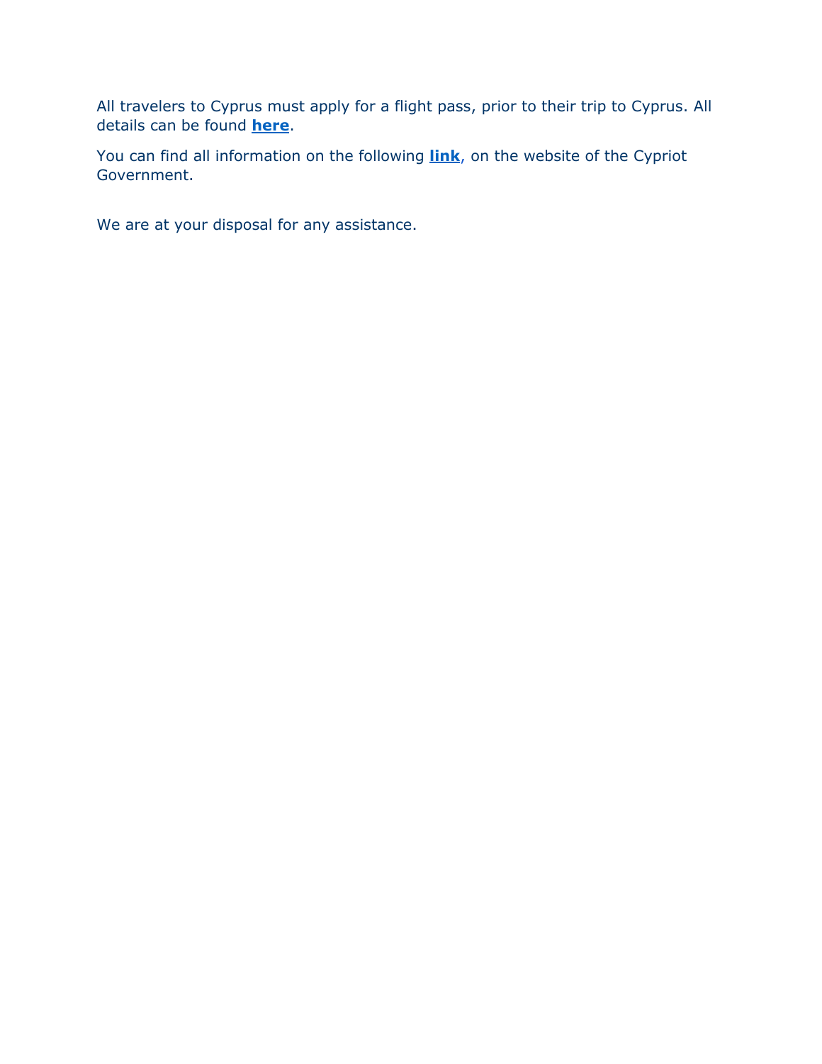All travelers to Cyprus must apply for a flight pass, prior to their trip to Cyprus. All details can be found **here**.

You can find all information on the following **link**, on the website of the Cypriot Government.

We are at your disposal for any assistance.